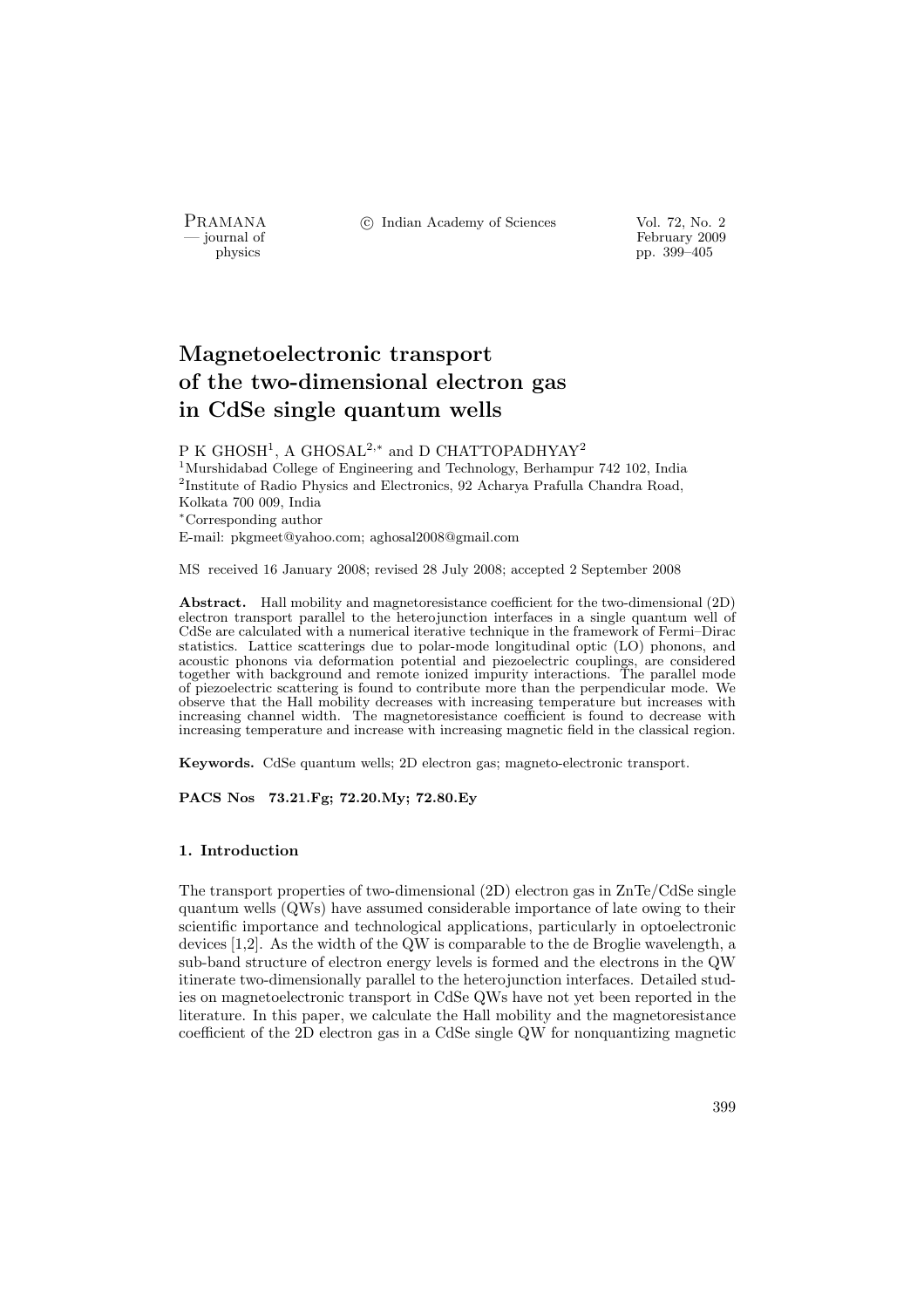# Magnetoelectronic transport of the two-dimensional electron gas in CdSe single quantum wells

P K GHOSH[1], A GHOSAL[2,*] and D CHATTOPADHYAY[2]

[1]Murshidabad College of Engineering and Technology, Berhampur 742 102, India
[2]Institute of Radio Physics and Electronics, 92 Acharya Prafulla Chandra Road, Kolkata 700 009, India
[*]Corresponding author
E-mail: pkgmeet@yahoo.com; aghosal2008@gmail.com

MS received 16 January 2008; revised 28 July 2008; accepted 2 September 2008

**Abstract.** Hall mobility and magnetoresistance coefficient for the two-dimensional (2D) electron transport parallel to the heterojunction interfaces in a single quantum well of CdSe are calculated with a numerical iterative technique in the framework of Fermi–Dirac statistics. Lattice scatterings due to polar-mode longitudinal optic (LO) phonons, and acoustic phonons via deformation potential and piezoelectric couplings, are considered together with background and remote ionized impurity interactions. The parallel mode of piezoelectric scattering is found to contribute more than the perpendicular mode. We observe that the Hall mobility decreases with increasing temperature but increases with increasing channel width. The magnetoresistance coefficient is found to decrease with increasing temperature and increase with increasing magnetic field in the classical region.

**Keywords.** CdSe quantum wells; 2D electron gas; magneto-electronic transport.

**PACS Nos 73.21.Fg; 72.20.My; 72.80.Ey**

## 1. Introduction

The transport properties of two-dimensional (2D) electron gas in ZnTe/CdSe single quantum wells (QWs) have assumed considerable importance of late owing to their scientific importance and technological applications, particularly in optoelectronic devices [1,2]. As the width of the QW is comparable to the de Broglie wavelength, a sub-band structure of electron energy levels is formed and the electrons in the QW itinerate two-dimensionally parallel to the heterojunction interfaces. Detailed studies on magnetoelectronic transport in CdSe QWs have not yet been reported in the literature. In this paper, we calculate the Hall mobility and the magnetoresistance coefficient of the 2D electron gas in a CdSe single QW for nonquantizing magnetic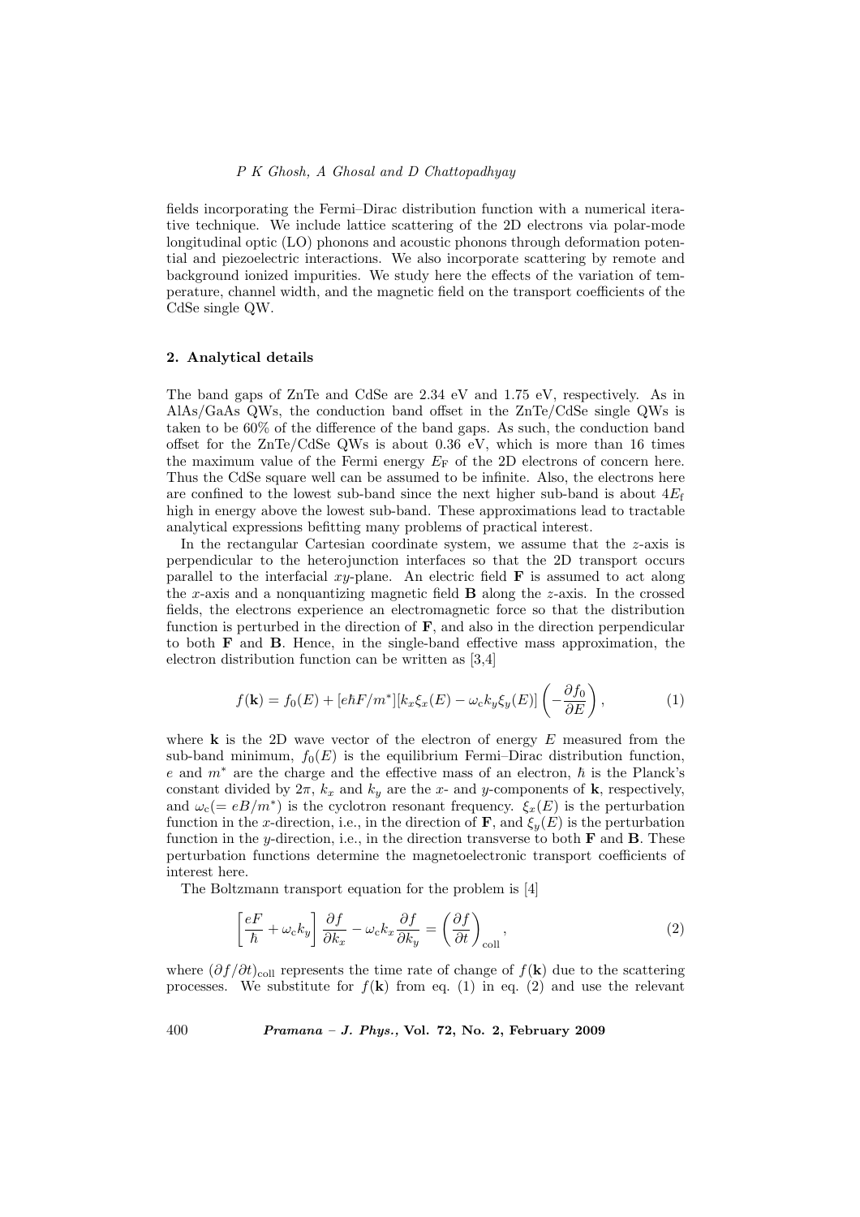fields incorporating the Fermi–Dirac distribution function with a numerical iterative technique. We include lattice scattering of the 2D electrons via polar-mode longitudinal optic (LO) phonons and acoustic phonons through deformation potential and piezoelectric interactions. We also incorporate scattering by remote and background ionized impurities. We study here the effects of the variation of temperature, channel width, and the magnetic field on the transport coefficients of the CdSe single QW.

## 2. Analytical details

The band gaps of ZnTe and CdSe are 2.34 eV and 1.75 eV, respectively. As in AlAs/GaAs QWs, the conduction band offset in the ZnTe/CdSe single QWs is taken to be 60% of the difference of the band gaps. As such, the conduction band offset for the ZnTe/CdSe QWs is about 0.36 eV, which is more than 16 times the maximum value of the Fermi energy $E_{\mathrm{F}}$ of the 2D electrons of concern here. Thus the CdSe square well can be assumed to be infinite. Also, the electrons here are confined to the lowest sub-band since the next higher sub-band is about $4E_{\mathrm{f}}$ high in energy above the lowest sub-band. These approximations lead to tractable analytical expressions befitting many problems of practical interest.

In the rectangular Cartesian coordinate system, we assume that the $z$-axis is perpendicular to the heterojunction interfaces so that the 2D transport occurs parallel to the interfacial $xy$-plane. An electric field $\mathbf{F}$ is assumed to act along the $x$-axis and a nonquantizing magnetic field $\mathbf{B}$ along the $z$-axis. In the crossed fields, the electrons experience an electromagnetic force so that the distribution function is perturbed in the direction of $\mathbf{F}$, and also in the direction perpendicular to both $\mathbf{F}$ and $\mathbf{B}$. Hence, in the single-band effective mass approximation, the electron distribution function can be written as [3,4]

$$f(\mathbf{k}) = f_0(E) + [e\hbar F/m^*][k_x \xi_x(E) - \omega_{\mathrm{c}} k_y \xi_y(E)]\left(-\frac{\partial f_0}{\partial E}\right), \tag{1}$$

where $\mathbf{k}$ is the 2D wave vector of the electron of energy $E$ measured from the sub-band minimum, $f_0(E)$ is the equilibrium Fermi–Dirac distribution function, $e$ and $m^*$ are the charge and the effective mass of an electron, $\hbar$ is the Planck's constant divided by $2\pi$, $k_x$ and $k_y$ are the $x$- and $y$-components of $\mathbf{k}$, respectively, and $\omega_{\mathrm{c}}(= eB/m^*)$ is the cyclotron resonant frequency. $\xi_x(E)$ is the perturbation function in the $x$-direction, i.e., in the direction of $\mathbf{F}$, and $\xi_y(E)$ is the perturbation function in the $y$-direction, i.e., in the direction transverse to both $\mathbf{F}$ and $\mathbf{B}$. These perturbation functions determine the magnetoelectronic transport coefficients of interest here.

The Boltzmann transport equation for the problem is [4]

$$\left[\frac{eF}{\hbar} + \omega_{\mathrm{c}} k_y\right]\frac{\partial f}{\partial k_x} - \omega_{\mathrm{c}} k_x \frac{\partial f}{\partial k_y} = \left(\frac{\partial f}{\partial t}\right)_{\mathrm{coll}}, \tag{2}$$

where $(\partial f/\partial t)_{\mathrm{coll}}$ represents the time rate of change of $f(\mathbf{k})$ due to the scattering processes. We substitute for $f(\mathbf{k})$ from eq. (1) in eq. (2) and use the relevant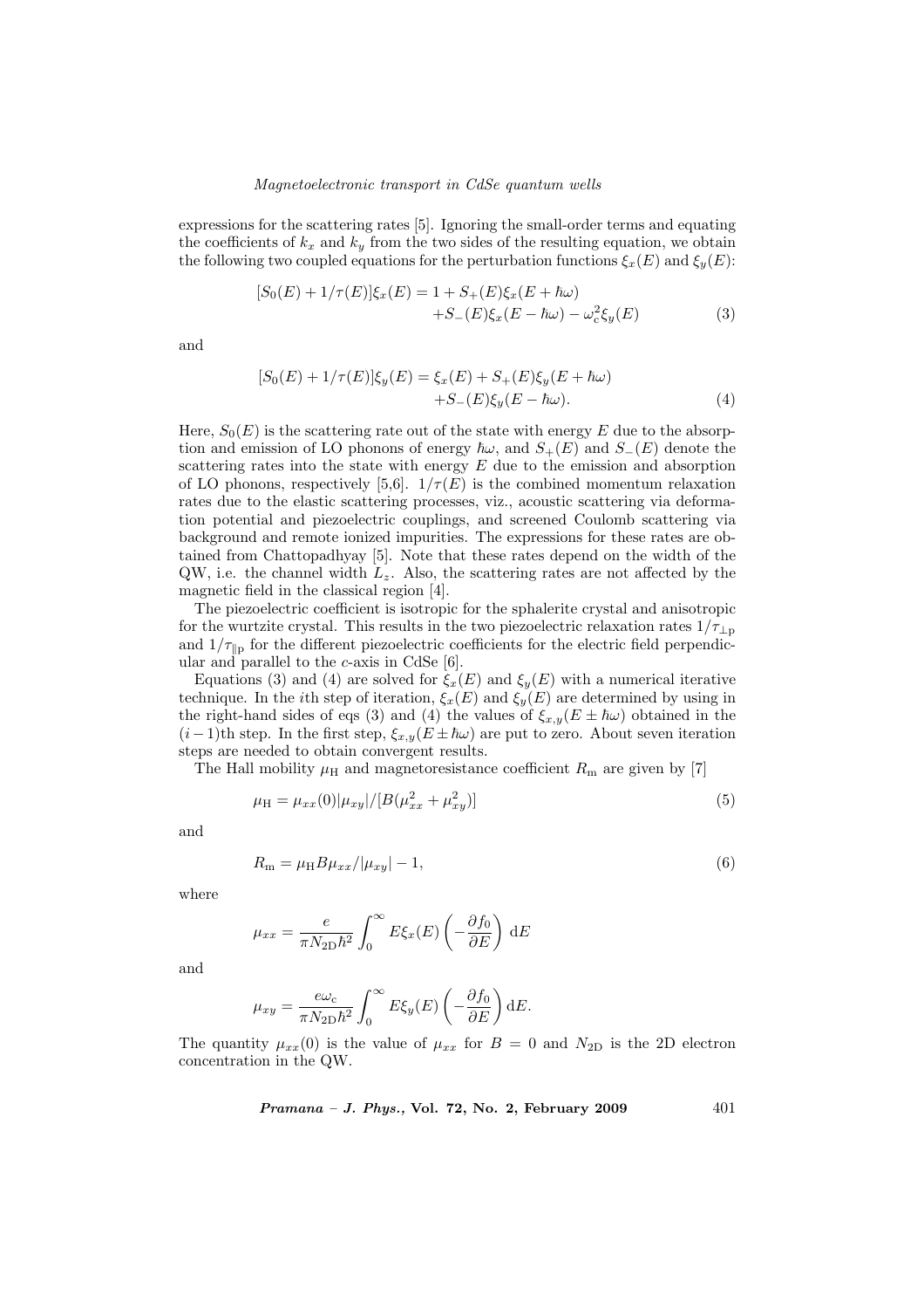expressions for the scattering rates [5]. Ignoring the small-order terms and equating the coefficients of $k_x$ and $k_y$ from the two sides of the resulting equation, we obtain the following two coupled equations for the perturbation functions $\xi_x(E)$ and $\xi_y(E)$:

$$[S_0(E) + 1/\tau(E)]\xi_x(E) = 1 + S_+(E)\xi_x(E + \hbar\omega) + S_-(E)\xi_x(E - \hbar\omega) - \omega_c^2 \xi_y(E) \tag{3}$$

and

$$[S_0(E) + 1/\tau(E)]\xi_y(E) = \xi_x(E) + S_+(E)\xi_y(E + \hbar\omega) + S_-(E)\xi_y(E - \hbar\omega). \tag{4}$$

Here, $S_0(E)$ is the scattering rate out of the state with energy $E$ due to the absorption and emission of LO phonons of energy $\hbar\omega$, and $S_+(E)$ and $S_-(E)$ denote the scattering rates into the state with energy $E$ due to the emission and absorption of LO phonons, respectively [5,6]. $1/\tau(E)$ is the combined momentum relaxation rates due to the elastic scattering processes, viz., acoustic scattering via deformation potential and piezoelectric couplings, and screened Coulomb scattering via background and remote ionized impurities. The expressions for these rates are obtained from Chattopadhyay [5]. Note that these rates depend on the width of the QW, i.e. the channel width $L_z$. Also, the scattering rates are not affected by the magnetic field in the classical region [4].

The piezoelectric coefficient is isotropic for the sphalerite crystal and anisotropic for the wurtzite crystal. This results in the two piezoelectric relaxation rates $1/\tau_{\perp p}$ and $1/\tau_{\parallel p}$ for the different piezoelectric coefficients for the electric field perpendicular and parallel to the $c$-axis in CdSe [6].

Equations (3) and (4) are solved for $\xi_x(E)$ and $\xi_y(E)$ with a numerical iterative technique. In the $i$th step of iteration, $\xi_x(E)$ and $\xi_y(E)$ are determined by using in the right-hand sides of eqs (3) and (4) the values of $\xi_{x,y}(E \pm \hbar\omega)$ obtained in the $(i-1)$th step. In the first step, $\xi_{x,y}(E \pm \hbar\omega)$ are put to zero. About seven iteration steps are needed to obtain convergent results.

The Hall mobility $\mu_H$ and magnetoresistance coefficient $R_m$ are given by [7]

$$\mu_H = \mu_{xx}(0)|\mu_{xy}|/[B(\mu_{xx}^2 + \mu_{xy}^2)] \tag{5}$$

and

$$R_m = \mu_H B \mu_{xx}/|\mu_{xy}| - 1, \tag{6}$$

where

$$\mu_{xx} = \frac{e}{\pi N_{2D}\hbar^2} \int_0^\infty E\xi_x(E) \left(-\frac{\partial f_0}{\partial E}\right) \, dE$$

and

$$\mu_{xy} = \frac{e\omega_c}{\pi N_{2D}\hbar^2} \int_0^\infty E\xi_y(E) \left(-\frac{\partial f_0}{\partial E}\right) dE.$$

The quantity $\mu_{xx}(0)$ is the value of $\mu_{xx}$ for $B = 0$ and $N_{2D}$ is the 2D electron concentration in the QW.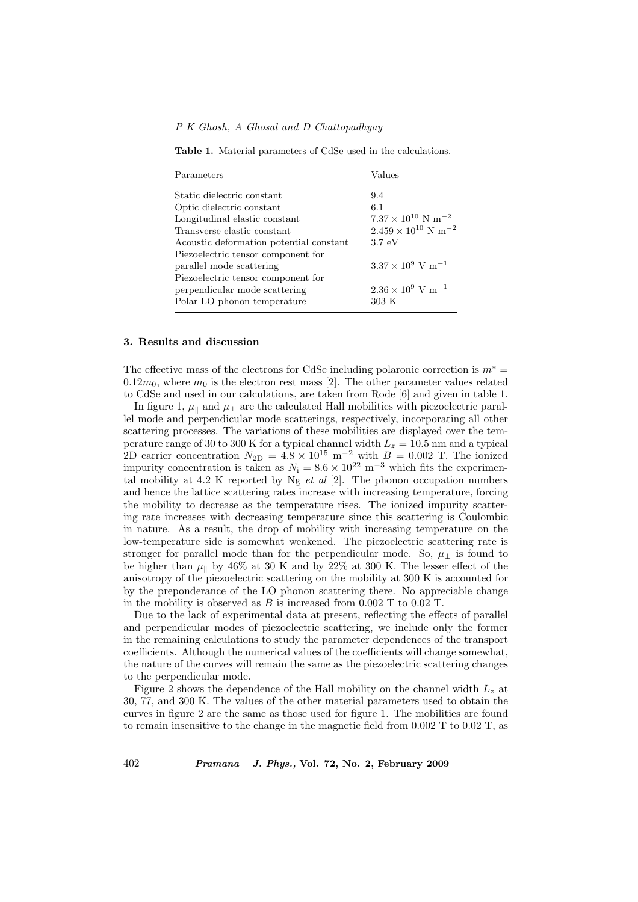**Table 1.** Material parameters of CdSe used in the calculations.

| Parameters | Values |
|---|---|
| Static dielectric constant | 9.4 |
| Optic dielectric constant | 6.1 |
| Longitudinal elastic constant | $7.37 \times 10^{10}$ N m$^{-2}$ |
| Transverse elastic constant | $2.459 \times 10^{10}$ N m$^{-2}$ |
| Acoustic deformation potential constant | 3.7 eV |
| Piezoelectric tensor component for parallel mode scattering | $3.37 \times 10^{9}$ V m$^{-1}$ |
| Piezoelectric tensor component for perpendicular mode scattering | $2.36 \times 10^{9}$ V m$^{-1}$ |
| Polar LO phonon temperature | 303 K |

## 3. Results and discussion

The effective mass of the electrons for CdSe including polaronic correction is $m^* = 0.12m_0$, where $m_0$ is the electron rest mass [2]. The other parameter values related to CdSe and used in our calculations, are taken from Rode [6] and given in table 1.

In figure 1, $\mu_\parallel$ and $\mu_\perp$ are the calculated Hall mobilities with piezoelectric parallel mode and perpendicular mode scatterings, respectively, incorporating all other scattering processes. The variations of these mobilities are displayed over the temperature range of 30 to 300 K for a typical channel width $L_z = 10.5$ nm and a typical 2D carrier concentration $N_{\mathrm{2D}} = 4.8 \times 10^{15}$ m$^{-2}$ with $B = 0.002$ T. The ionized impurity concentration is taken as $N_{\mathrm{i}} = 8.6 \times 10^{22}$ m$^{-3}$ which fits the experimental mobility at 4.2 K reported by Ng *et al* [2]. The phonon occupation numbers and hence the lattice scattering rates increase with increasing temperature, forcing the mobility to decrease as the temperature rises. The ionized impurity scattering rate increases with decreasing temperature since this scattering is Coulombic in nature. As a result, the drop of mobility with increasing temperature on the low-temperature side is somewhat weakened. The piezoelectric scattering rate is stronger for parallel mode than for the perpendicular mode. So, $\mu_\perp$ is found to be higher than $\mu_\parallel$ by 46% at 30 K and by 22% at 300 K. The lesser effect of the anisotropy of the piezoelectric scattering on the mobility at 300 K is accounted for by the preponderance of the LO phonon scattering there. No appreciable change in the mobility is observed as $B$ is increased from 0.002 T to 0.02 T.

Due to the lack of experimental data at present, reflecting the effects of parallel and perpendicular modes of piezoelectric scattering, we include only the former in the remaining calculations to study the parameter dependences of the transport coefficients. Although the numerical values of the coefficients will change somewhat, the nature of the curves will remain the same as the piezoelectric scattering changes to the perpendicular mode.

Figure 2 shows the dependence of the Hall mobility on the channel width $L_z$ at 30, 77, and 300 K. The values of the other material parameters used to obtain the curves in figure 2 are the same as those used for figure 1. The mobilities are found to remain insensitive to the change in the magnetic field from 0.002 T to 0.02 T, as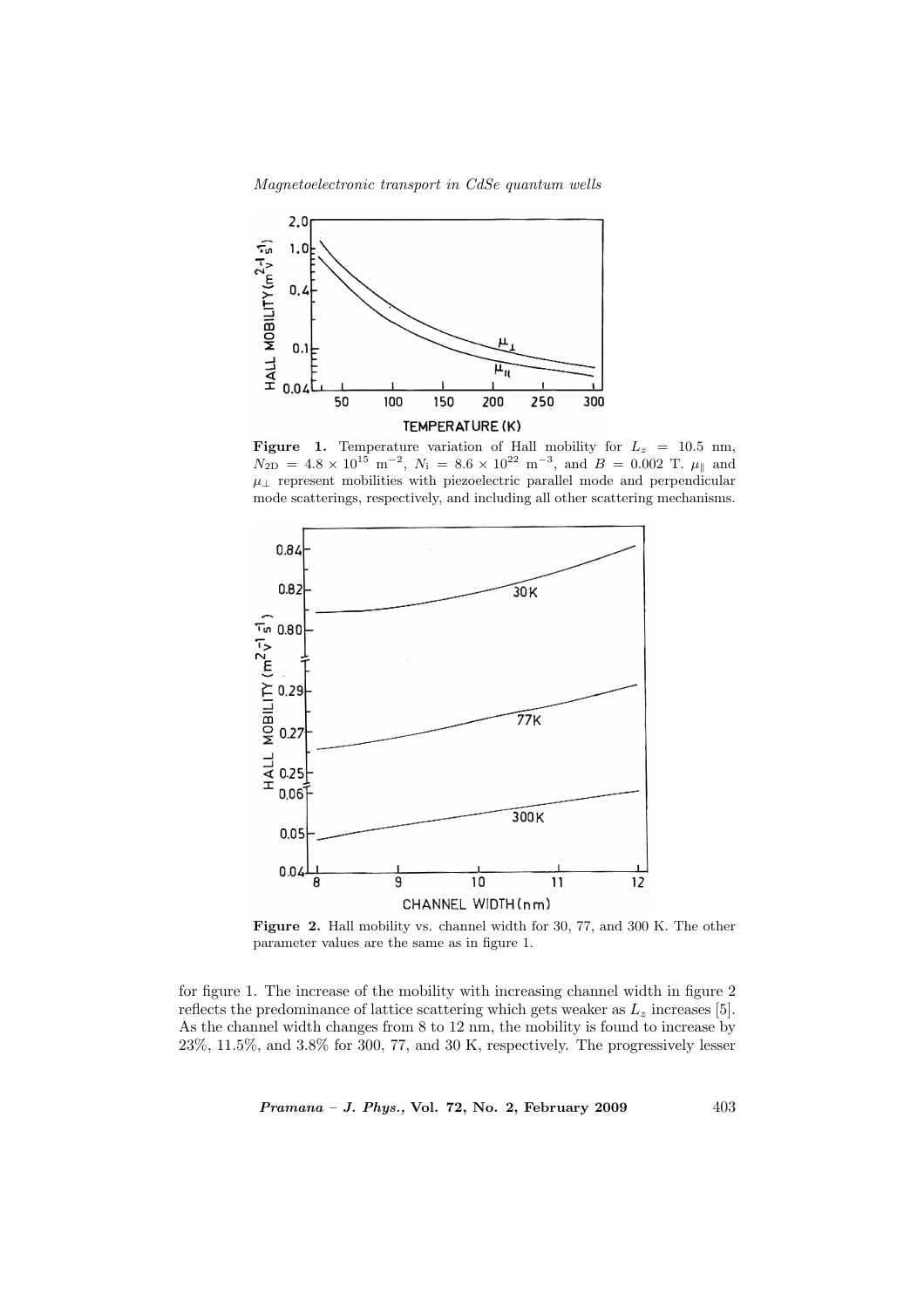**Figure 1.** Temperature variation of Hall mobility for $L_z = 10.5$ nm, $N_{2D} = 4.8 \times 10^{15}$ m$^{-2}$, $N_i = 8.6 \times 10^{22}$ m$^{-3}$, and $B = 0.002$ T. $\mu_\parallel$ and $\mu_\perp$ represent mobilities with piezoelectric parallel mode and perpendicular mode scatterings, respectively, and including all other scattering mechanisms.

**Figure 2.** Hall mobility vs. channel width for 30, 77, and 300 K. The other parameter values are the same as in figure 1.

for figure 1. The increase of the mobility with increasing channel width in figure 2 reflects the predominance of lattice scattering which gets weaker as $L_z$ increases [5]. As the channel width changes from 8 to 12 nm, the mobility is found to increase by 23%, 11.5%, and 3.8% for 300, 77, and 30 K, respectively. The progressively lesser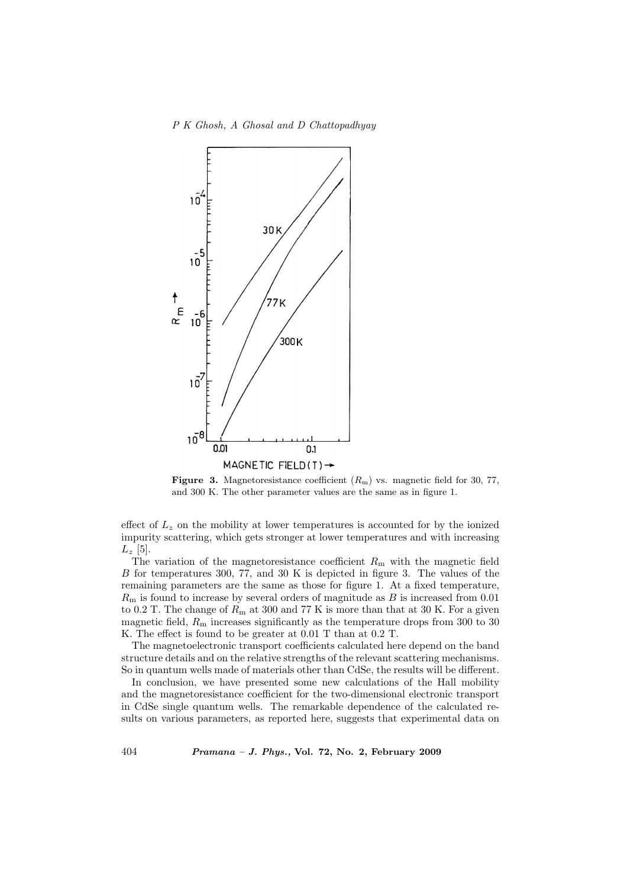**Figure 3.** Magnetoresistance coefficient ($R_{\mathrm{m}}$) vs. magnetic field for 30, 77, and 300 K. The other parameter values are the same as in figure 1.

effect of $L_z$ on the mobility at lower temperatures is accounted for by the ionized impurity scattering, which gets stronger at lower temperatures and with increasing $L_z$ [5].

The variation of the magnetoresistance coefficient $R_{\mathrm{m}}$ with the magnetic field $B$ for temperatures 300, 77, and 30 K is depicted in figure 3. The values of the remaining parameters are the same as those for figure 1. At a fixed temperature, $R_{\mathrm{m}}$ is found to increase by several orders of magnitude as $B$ is increased from 0.01 to 0.2 T. The change of $R_{\mathrm{m}}$ at 300 and 77 K is more than that at 30 K. For a given magnetic field, $R_{\mathrm{m}}$ increases significantly as the temperature drops from 300 to 30 K. The effect is found to be greater at 0.01 T than at 0.2 T.

The magnetoelectronic transport coefficients calculated here depend on the band structure details and on the relative strengths of the relevant scattering mechanisms. So in quantum wells made of materials other than CdSe, the results will be different.

In conclusion, we have presented some new calculations of the Hall mobility and the magnetoresistance coefficient for the two-dimensional electronic transport in CdSe single quantum wells. The remarkable dependence of the calculated results on various parameters, as reported here, suggests that experimental data on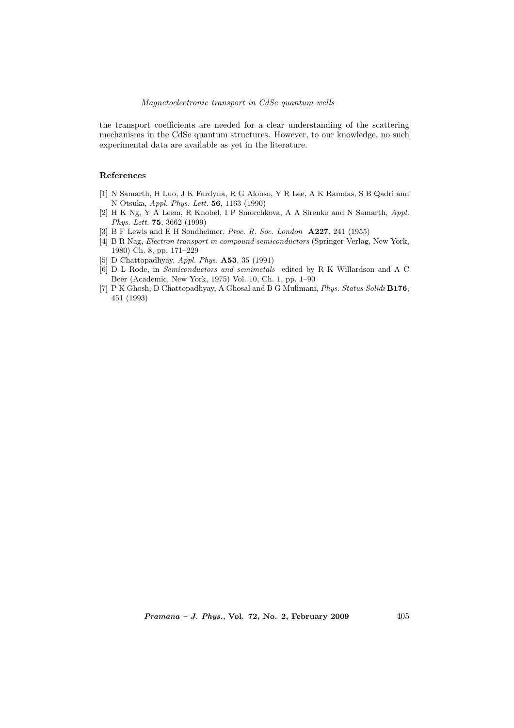the transport coefficients are needed for a clear understanding of the scattering mechanisms in the CdSe quantum structures. However, to our knowledge, no such experimental data are available as yet in the literature.

## References

[1] N Samarth, H Luo, J K Furdyna, R G Alonso, Y R Lee, A K Ramdas, S B Qadri and N Otsuka, *Appl. Phys. Lett.* **56**, 1163 (1990)

[2] H K Ng, Y A Leem, R Knobel, I P Smorchkova, A A Sirenko and N Samarth, *Appl. Phys. Lett.* **75**, 3662 (1999)

[3] B F Lewis and E H Sondheimer, *Proc. R. Soc. London* **A227**, 241 (1955)

[4] B R Nag, *Electron transport in compound semiconductors* (Springer-Verlag, New York, 1980) Ch. 8, pp. 171–229

[5] D Chattopadhyay, *Appl. Phys.* **A53**, 35 (1991)

[6] D L Rode, in *Semiconductors and semimetals* edited by R K Willardson and A C Beer (Academic, New York, 1975) Vol. 10, Ch. 1, pp. 1–90

[7] P K Ghosh, D Chattopadhyay, A Ghosal and B G Mulimani, *Phys. Status Solidi* **B176**, 451 (1993)